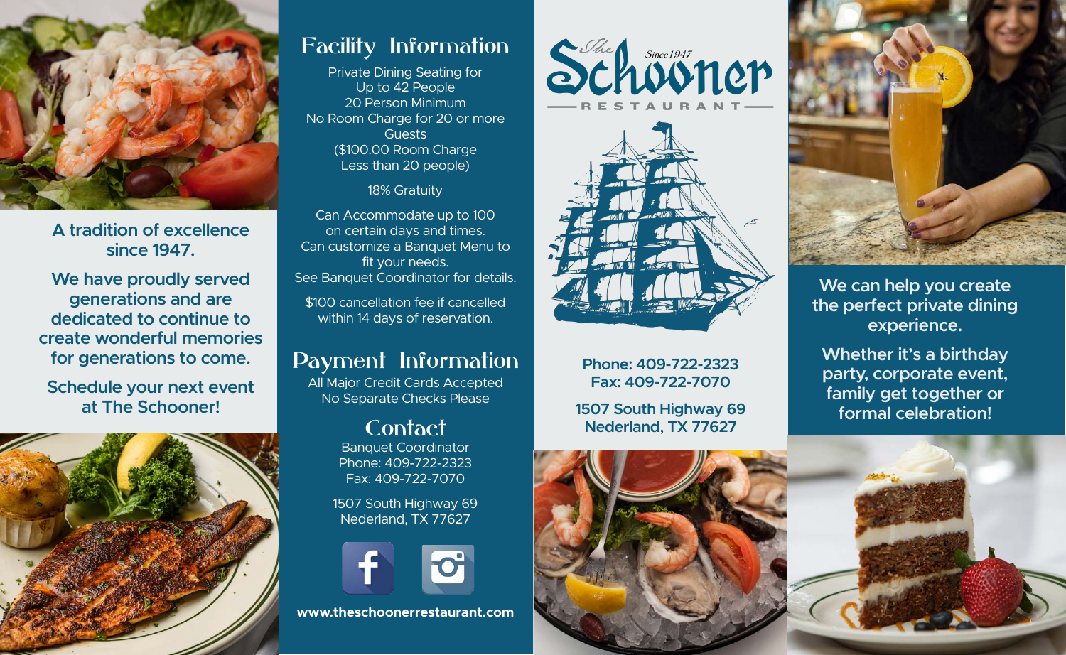A tradition of excellence since 1947.

We have proudly served generations and are dedicated to continue to create wonderful memories for generations to come.

Schedule your next event at The Schooner!

## Facility Information

Private Dining Seating for Up to 42 People
20 Person Minimum
No Room Charge for 20 or more Guests
($100.00 Room Charge Less than 20 people)

18% Gratuity

Can Accommodate up to 100 on certain days and times.
Can customize a Banquet Menu to fit your needs.
See Banquet Coordinator for details.

$100 cancellation fee if cancelled within 14 days of reservation.

## Payment Information

All Major Credit Cards Accepted
No Separate Checks Please

## Contact

Banquet Coordinator
Phone: 409-722-2323
Fax: 409-722-7070

1507 South Highway 69
Nederland, TX 77627

www.theschoonerrestaurant.com

# The Schooner Restaurant

Since 1947

Phone: 409-722-2323
Fax: 409-722-7070

1507 South Highway 69
Nederland, TX 77627

We can help you create the perfect private dining experience.

Whether it's a birthday party, corporate event, family get together or formal celebration!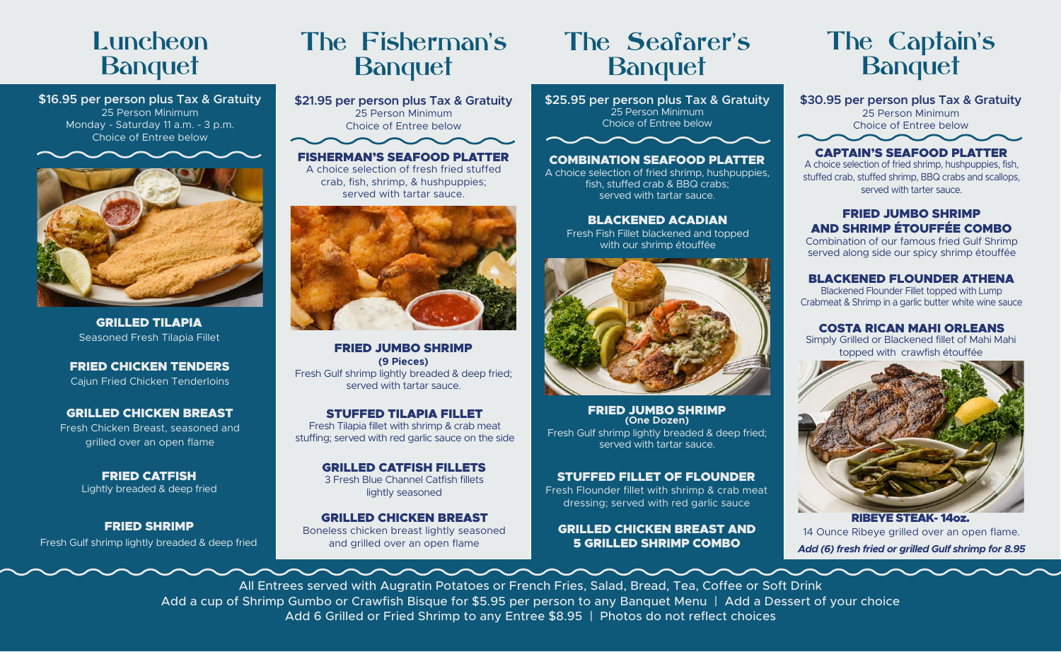# Luncheon Banquet

**$16.95 per person plus Tax & Gratuity**
25 Person Minimum
Monday - Saturday 11 a.m. - 3 p.m.
Choice of Entree below

**GRILLED TILAPIA**
Seasoned Fresh Tilapia Fillet

**FRIED CHICKEN TENDERS**
Cajun Fried Chicken Tenderloins

**GRILLED CHICKEN BREAST**
Fresh Chicken Breast, seasoned and grilled over an open flame

**FRIED CATFISH**
Lightly breaded & deep fried

**FRIED SHRIMP**
Fresh Gulf shrimp lightly breaded & deep fried

# The Fisherman's Banquet

**$21.95 per person plus Tax & Gratuity**
25 Person Minimum
Choice of Entree below

**FISHERMAN'S SEAFOOD PLATTER**
A choice selection of fresh fried stuffed crab, fish, shrimp, & hushpuppies; served with tartar sauce.

**FRIED JUMBO SHRIMP**
**(9 Pieces)**
Fresh Gulf shrimp lightly breaded & deep fried; served with tartar sauce.

**STUFFED TILAPIA FILLET**
Fresh Tilapia fillet with shrimp & crab meat stuffing; served with red garlic sauce on the side

**GRILLED CATFISH FILLETS**
3 Fresh Blue Channel Catfish fillets lightly seasoned

**GRILLED CHICKEN BREAST**
Boneless chicken breast lightly seasoned and grilled over an open flame

# The Seafarer's Banquet

**$25.95 per person plus Tax & Gratuity**
25 Person Minimum
Choice of Entree below

**COMBINATION SEAFOOD PLATTER**
A choice selection of fried shrimp, hushpuppies, fish, stuffed crab & BBQ crabs; served with tartar sauce.

**BLACKENED ACADIAN**
Fresh Fish Fillet blackened and topped with our shrimp étouffée

**FRIED JUMBO SHRIMP**
**(One Dozen)**
Fresh Gulf shrimp lightly breaded & deep fried; served with tartar sauce.

**STUFFED FILLET OF FLOUNDER**
Fresh Flounder fillet with shrimp & crab meat dressing; served with red garlic sauce

**GRILLED CHICKEN BREAST AND 5 GRILLED SHRIMP COMBO**

# The Captain's Banquet

**$30.95 per person plus Tax & Gratuity**
25 Person Minimum
Choice of Entree below

**CAPTAIN'S SEAFOOD PLATTER**
A choice selection of fried shrimp, hushpuppies, fish, stuffed crab, stuffed shrimp, BBQ crabs and scallops, served with tarter sauce.

**FRIED JUMBO SHRIMP AND SHRIMP ÉTOUFFÉE COMBO**
Combination of our famous fried Gulf Shrimp served along side our spicy shrimp étouffée

**BLACKENED FLOUNDER ATHENA**
Blackened Flounder Fillet topped with Lump Crabmeat & Shrimp in a garlic butter white wine sauce

**COSTA RICAN MAHI ORLEANS**
Simply Grilled or Blackened fillet of Mahi Mahi topped with crawfish étouffée

**RIBEYE STEAK- 14oz.**
14 Ounce Ribeye grilled over an open flame.
***Add (6) fresh fried or grilled Gulf shrimp for 8.95***

All Entrees served with Augratin Potatoes or French Fries, Salad, Bread, Tea, Coffee or Soft Drink
Add a cup of Shrimp Gumbo or Crawfish Bisque for $5.95 per person to any Banquet Menu | Add a Dessert of your choice
Add 6 Grilled or Fried Shrimp to any Entree $8.95 | Photos do not reflect choices